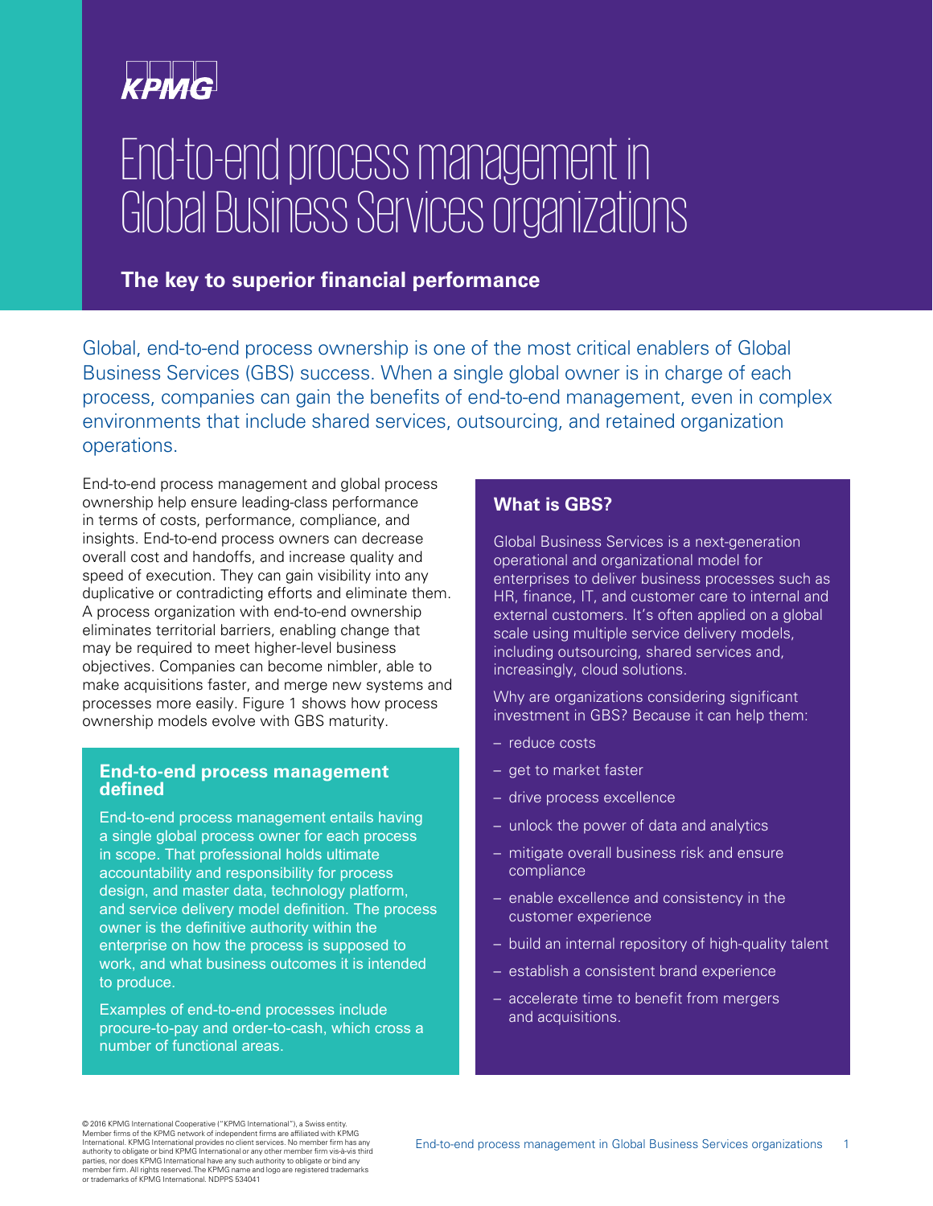KPMG

# End-to-end process management in Global Business Services organizations

## The key to superior financial performance

Global, end-to-end process ownership is one of the most critical enablers of Global Business Services (GBS) success. When a single global owner is in charge of each process, companies can gain the benefits of end-to-end management, even in complex environments that include shared services, outsourcing, and retained organization operations.

End-to-end process management and global process ownership help ensure leading-class performance in terms of costs, performance, compliance, and insights. End-to-end process owners can decrease overall cost and handoffs, and increase quality and speed of execution. They can gain visibility into any duplicative or contradicting efforts and eliminate them. A process organization with end-to-end ownership eliminates territorial barriers, enabling change that may be required to meet higher-level business objectives. Companies can become nimbler, able to make acquisitions faster, and merge new systems and processes more easily. Figure 1 shows how process ownership models evolve with GBS maturity.

### End-to-end process management defined

End-to-end process management entails having a single global process owner for each process in scope. That professional holds ultimate accountability and responsibility for process design, and master data, technology platform, and service delivery model definition. The process owner is the definitive authority within the enterprise on how the process is supposed to work, and what business outcomes it is intended to produce.

Examples of end-to-end processes include procure-to-pay and order-to-cash, which cross a number of functional areas.

### What is GBS?

Global Business Services is a next-generation operational and organizational model for enterprises to deliver business processes such as HR, finance, IT, and customer care to internal and external customers. It's often applied on a global scale using multiple service delivery models, including outsourcing, shared services and, increasingly, cloud solutions.

Why are organizations considering significant investment in GBS? Because it can help them:

- reduce costs
- get to market faster
- drive process excellence
- unlock the power of data and analytics
- mitigate overall business risk and ensure compliance
- enable excellence and consistency in the customer experience
- build an internal repository of high-quality talent
- establish a consistent brand experience
- accelerate time to benefit from mergers and acquisitions.

© 2016 KPMG International Cooperative ("KPMG International"), a Swiss entity. Member firms of the KPMG network of independent firms are affiliated with KPMG International. KPMG International provides no client services. No member firm has any authority to obligate or bind KPMG International or any other member firm vis-à-vis third parties, nor does KPMG International have any such authority to obligate or bind any member firm. All rights reserved. The KPMG name and logo are registered trademarks or trademarks of KPMG International. NDPPS 534041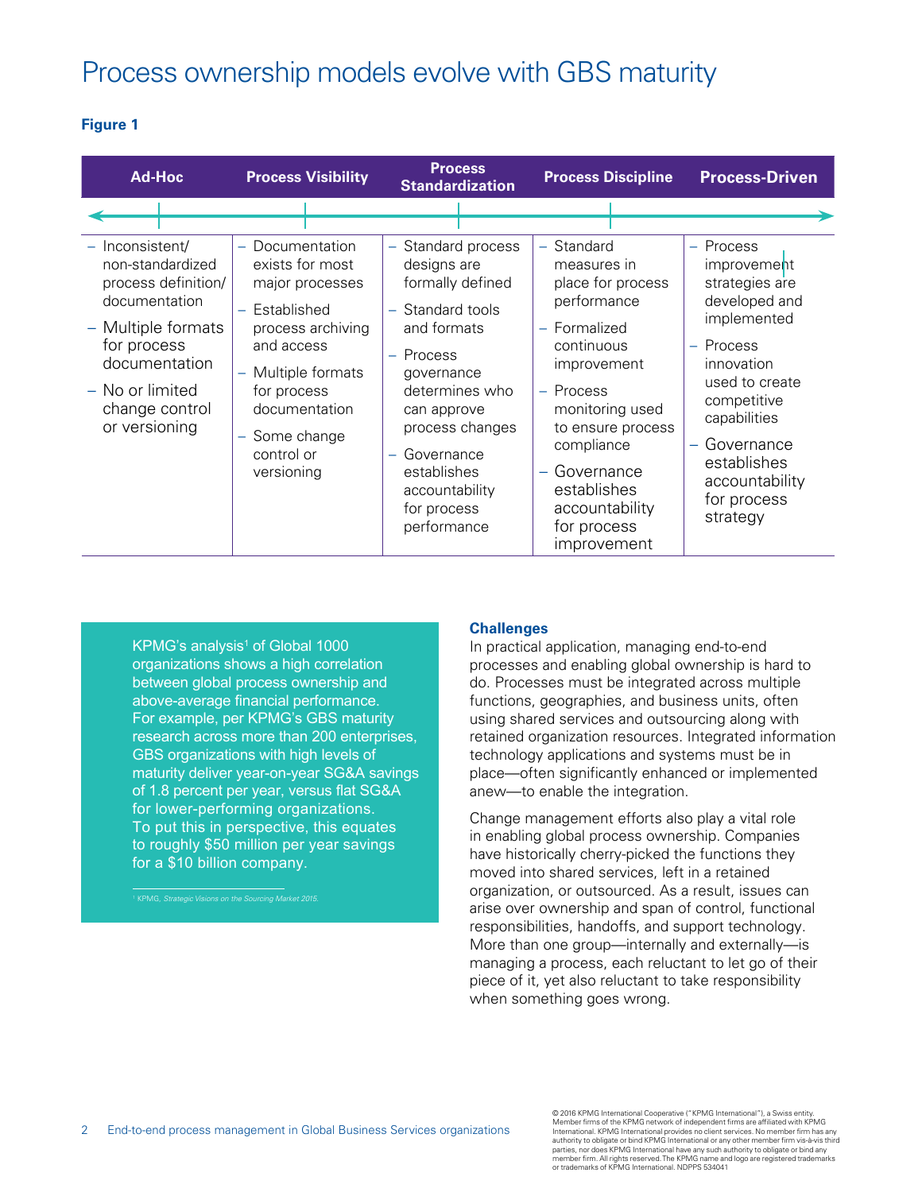# Process ownership models evolve with GBS maturity

**Figure 1**

| Ad-Hoc | Process Visibility | Process Standardization | Process Discipline | Process-Driven |
|---|---|---|---|---|
| – Inconsistent/ non-standardized process definition/ documentation<br>– Multiple formats for process documentation<br>– No or limited change control or versioning | – Documentation exists for most major processes<br>– Established process archiving and access<br>– Multiple formats for process documentation<br>– Some change control or versioning | – Standard process designs are formally defined<br>– Standard tools and formats<br>– Process governance determines who can approve process changes<br>– Governance establishes accountability for process performance | – Standard measures in place for process performance<br>– Formalized continuous improvement<br>– Process monitoring used to ensure process compliance<br>– Governance establishes accountability for process improvement | – Process improvement strategies are developed and implemented<br>– Process innovation used to create competitive capabilities<br>– Governance establishes accountability for process strategy |

KPMG's analysis[1] of Global 1000 organizations shows a high correlation between global process ownership and above-average financial performance. For example, per KPMG's GBS maturity research across more than 200 enterprises, GBS organizations with high levels of maturity deliver year-on-year SG&A savings of 1.8 percent per year, versus flat SG&A for lower-performing organizations. To put this in perspective, this equates to roughly $50 million per year savings for a $10 billion company.

[1] KPMG, *Strategic Visions on the Sourcing Market 2015.*

### Challenges

In practical application, managing end-to-end processes and enabling global ownership is hard to do. Processes must be integrated across multiple functions, geographies, and business units, often using shared services and outsourcing along with retained organization resources. Integrated information technology applications and systems must be in place—often significantly enhanced or implemented anew—to enable the integration.

Change management efforts also play a vital role in enabling global process ownership. Companies have historically cherry-picked the functions they moved into shared services, left in a retained organization, or outsourced. As a result, issues can arise over ownership and span of control, functional responsibilities, handoffs, and support technology. More than one group—internally and externally—is managing a process, each reluctant to let go of their piece of it, yet also reluctant to take responsibility when something goes wrong.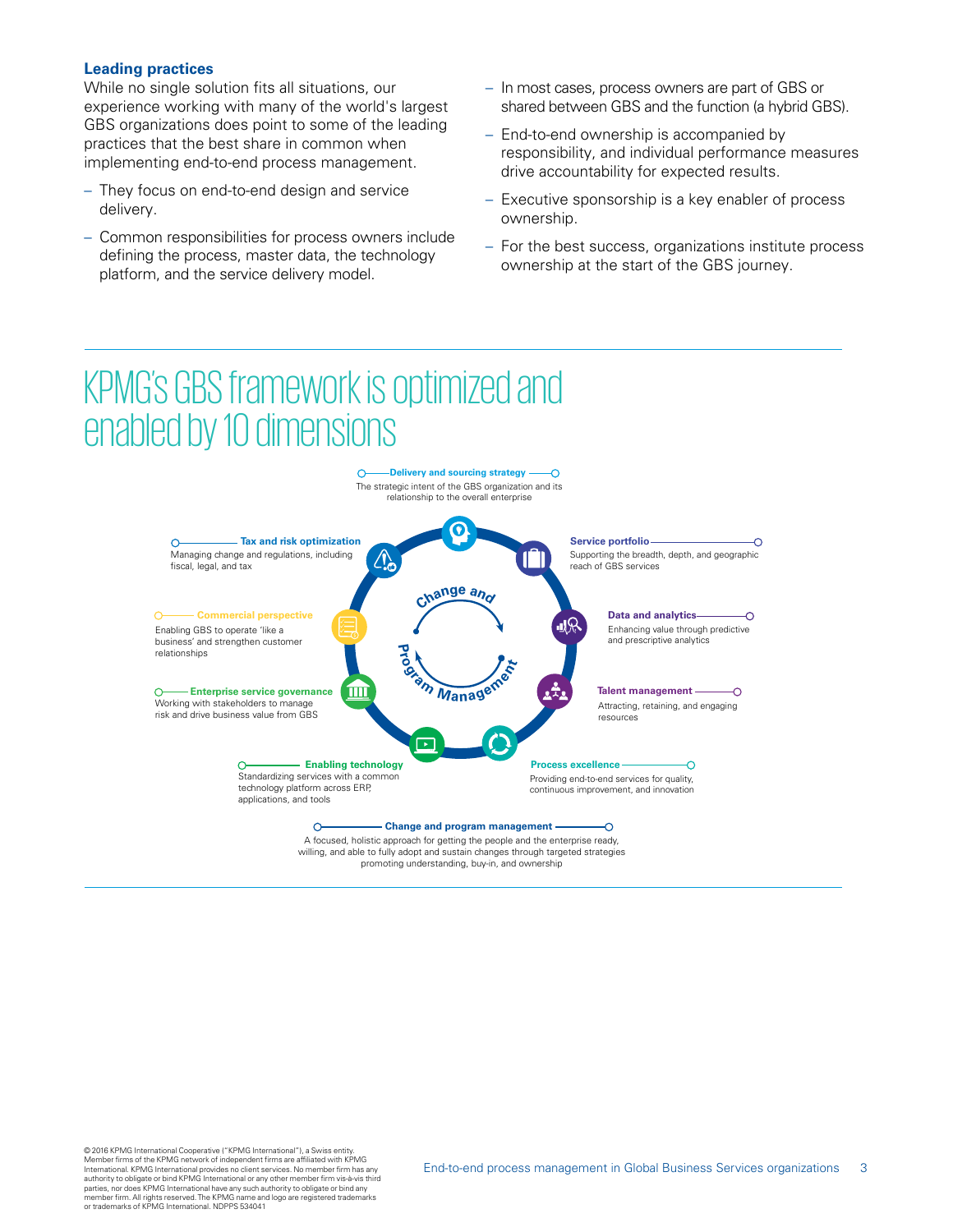### Leading practices

While no single solution fits all situations, our experience working with many of the world's largest GBS organizations does point to some of the leading practices that the best share in common when implementing end-to-end process management.

- They focus on end-to-end design and service delivery.
- Common responsibilities for process owners include defining the process, master data, the technology platform, and the service delivery model.
- In most cases, process owners are part of GBS or shared between GBS and the function (a hybrid GBS).
- End-to-end ownership is accompanied by responsibility, and individual performance measures drive accountability for expected results.
- Executive sponsorship is a key enabler of process ownership.
- For the best success, organizations institute process ownership at the start of the GBS journey.

## KPMG's GBS framework is optimized and enabled by 10 dimensions

**Delivery and sourcing strategy**
The strategic intent of the GBS organization and its relationship to the overall enterprise

**Service portfolio**
Supporting the breadth, depth, and geographic reach of GBS services

**Data and analytics**
Enhancing value through predictive and prescriptive analytics

**Talent management**
Attracting, retaining, and engaging resources

**Process excellence**
Providing end-to-end services for quality, continuous improvement, and innovation

**Enabling technology**
Standardizing services with a common technology platform across ERP, applications, and tools

**Enterprise service governance**
Working with stakeholders to manage risk and drive business value from GBS

**Commercial perspective**
Enabling GBS to operate 'like a business' and strengthen customer relationships

**Tax and risk optimization**
Managing change and regulations, including fiscal, legal, and tax

Change and Program Management

**Change and program management**
A focused, holistic approach for getting the people and the enterprise ready, willing, and able to fully adopt and sustain changes through targeted strategies promoting understanding, buy-in, and ownership

© 2016 KPMG International Cooperative ("KPMG International"), a Swiss entity. Member firms of the KPMG network of independent firms are affiliated with KPMG International. KPMG International provides no client services. No member firm has any authority to obligate or bind KPMG International or any other member firm vis-à-vis third parties, nor does KPMG International have any such authority to obligate or bind any member firm. All rights reserved. The KPMG name and logo are registered trademarks or trademarks of KPMG International. NDPPS 534041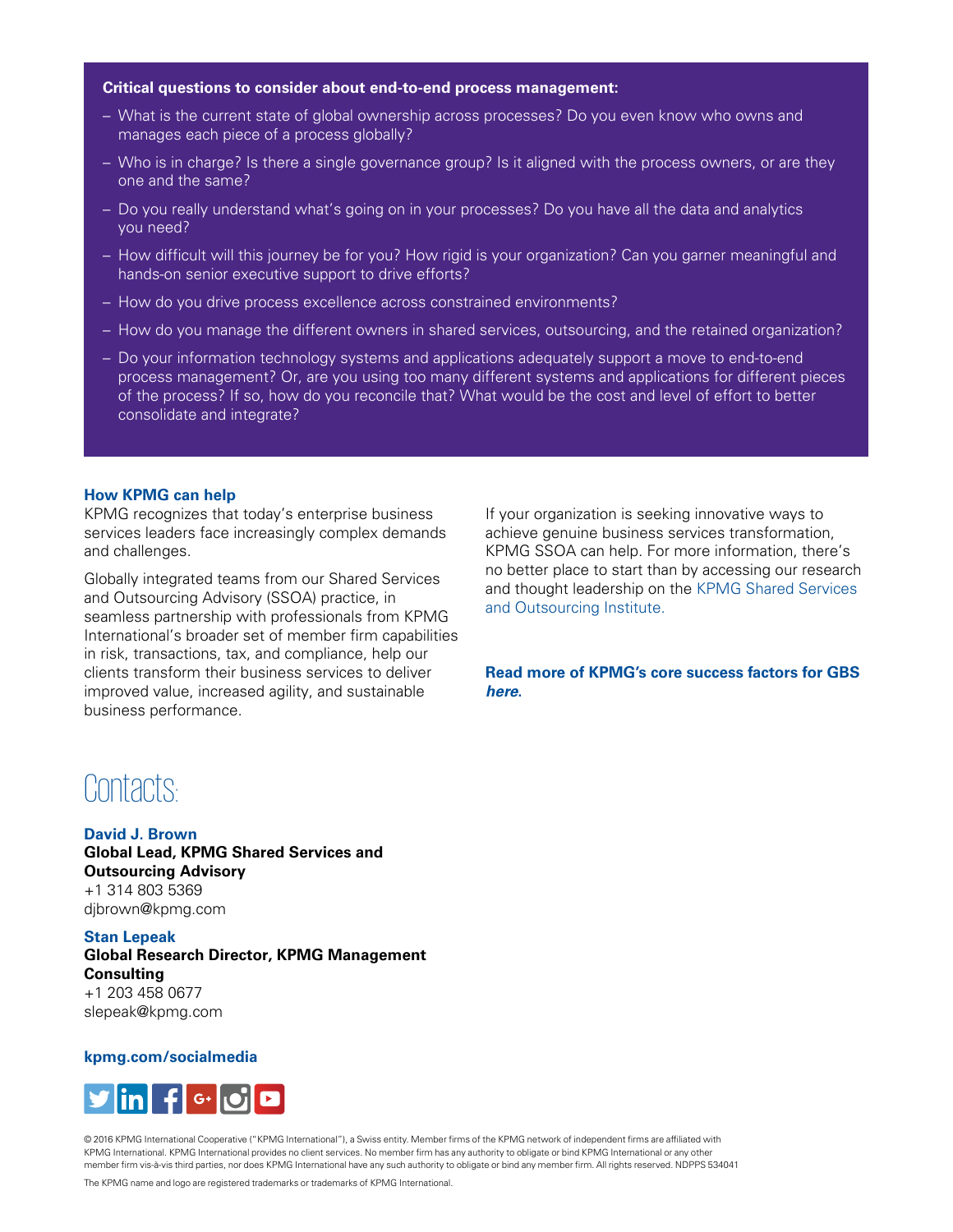**Critical questions to consider about end-to-end process management:**

- What is the current state of global ownership across processes? Do you even know who owns and manages each piece of a process globally?
- Who is in charge? Is there a single governance group? Is it aligned with the process owners, or are they one and the same?
- Do you really understand what's going on in your processes? Do you have all the data and analytics you need?
- How difficult will this journey be for you? How rigid is your organization? Can you garner meaningful and hands-on senior executive support to drive efforts?
- How do you drive process excellence across constrained environments?
- How do you manage the different owners in shared services, outsourcing, and the retained organization?
- Do your information technology systems and applications adequately support a move to end-to-end process management? Or, are you using too many different systems and applications for different pieces of the process? If so, how do you reconcile that? What would be the cost and level of effort to better consolidate and integrate?

## How KPMG can help

KPMG recognizes that today's enterprise business services leaders face increasingly complex demands and challenges.

Globally integrated teams from our Shared Services and Outsourcing Advisory (SSOA) practice, in seamless partnership with professionals from KPMG International's broader set of member firm capabilities in risk, transactions, tax, and compliance, help our clients transform their business services to deliver improved value, increased agility, and sustainable business performance.

If your organization is seeking innovative ways to achieve genuine business services transformation, KPMG SSOA can help. For more information, there's no better place to start than by accessing our research and thought leadership on the KPMG Shared Services and Outsourcing Institute.

**Read more of KPMG's core success factors for GBS *here*.**

# Contacts:

**David J. Brown**
**Global Lead, KPMG Shared Services and Outsourcing Advisory**
+1 314 803 5369
djbrown@kpmg.com

**Stan Lepeak**
**Global Research Director, KPMG Management Consulting**
+1 203 458 0677
slepeak@kpmg.com

**kpmg.com/socialmedia**

© 2016 KPMG International Cooperative ("KPMG International"), a Swiss entity. Member firms of the KPMG network of independent firms are affiliated with KPMG International. KPMG International provides no client services. No member firm has any authority to obligate or bind KPMG International or any other member firm vis-à-vis third parties, nor does KPMG International have any such authority to obligate or bind any member firm. All rights reserved. NDPPS 534041

The KPMG name and logo are registered trademarks or trademarks of KPMG International.